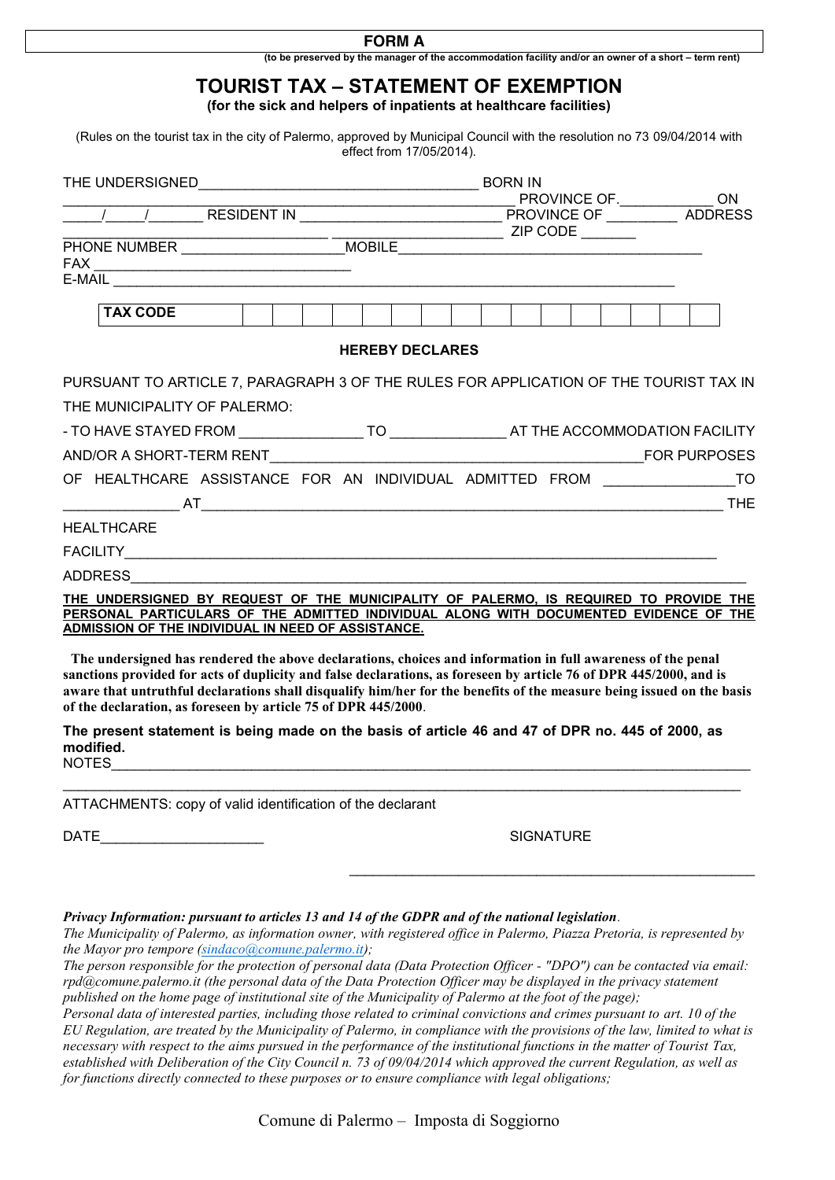**FORM A**

**(to be preserved by the manager of the accommodation facility and/or an owner of a short – term rent)**

# TOURIST TAX – STATEMENT OF EXEMPTION

**(for the sick and helpers of inpatients at healthcare facilities)**

(Rules on the tourist tax in the city of Palermo, approved by Municipal Council with the resolution no 73 09/04/2014 with effect from 17/05/2014).

THE UNDERSIGNED_________________________________ BORN IN _____________________________________________ PROVINCE OF.____________ ON _____/_____/_______ RESIDENT IN ________________________ PROVINCE OF _________ ADDRESS ______________________________ ______________________ ZIP CODE _______
PHONE NUMBER ____________________MOBILE_______________________________________
FAX _______________________________
E-MAIL ______________________________________________________________________

| TAX CODE | | | | | | | | | | | | | | | | |
|---|---|---|---|---|---|---|---|---|---|---|---|---|---|---|---|---|

**HEREBY DECLARES**

PURSUANT TO ARTICLE 7, PARAGRAPH 3 OF THE RULES FOR APPLICATION OF THE TOURIST TAX IN THE MUNICIPALITY OF PALERMO:

- TO HAVE STAYED FROM _______________ TO ______________ AT THE ACCOMMODATION FACILITY AND/OR A SHORT-TERM RENT_____________________________________________FOR PURPOSES OF HEALTHCARE ASSISTANCE FOR AN INDIVIDUAL ADMITTED FROM ________________TO ______________ AT_______________________________________________________________ THE HEALTHCARE FACILITY___________________________________________________________________________

ADDRESS______________________________________________________________________________

**<u>THE UNDERSIGNED BY REQUEST OF THE MUNICIPALITY OF PALERMO, IS REQUIRED TO PROVIDE THE PERSONAL PARTICULARS OF THE ADMITTED INDIVIDUAL ALONG WITH DOCUMENTED EVIDENCE OF THE ADMISSION OF THE INDIVIDUAL IN NEED OF ASSISTANCE.</u>**

**The undersigned has rendered the above declarations, choices and information in full awareness of the penal sanctions provided for acts of duplicity and false declarations, as foreseen by article 76 of DPR 445/2000, and is aware that untruthful declarations shall disqualify him/her for the benefits of the measure being issued on the basis of the declaration, as foreseen by article 75 of DPR 445/2000**.

**The present statement is being made on the basis of article 46 and 47 of DPR no. 445 of 2000, as modified.**

NOTES_________________________________________________________________________________
______________________________________________________________________________________

ATTACHMENTS: copy of valid identification of the declarant

DATE____________________ SIGNATURE

_____________________________________________

***Privacy Information: pursuant to articles 13 and 14 of the GDPR and of the national legislation***.

*The Municipality of Palermo, as information owner, with registered office in Palermo, Piazza Pretoria, is represented by the Mayor pro tempore (sindaco@comune.palermo.it);*

*The person responsible for the protection of personal data (Data Protection Officer - "DPO") can be contacted via email: rpd@comune.palermo.it (the personal data of the Data Protection Officer may be displayed in the privacy statement published on the home page of institutional site of the Municipality of Palermo at the foot of the page);*

*Personal data of interested parties, including those related to criminal convictions and crimes pursuant to art. 10 of the EU Regulation, are treated by the Municipality of Palermo, in compliance with the provisions of the law, limited to what is necessary with respect to the aims pursued in the performance of the institutional functions in the matter of Tourist Tax, established with Deliberation of the City Council n. 73 of 09/04/2014 which approved the current Regulation, as well as for functions directly connected to these purposes or to ensure compliance with legal obligations;*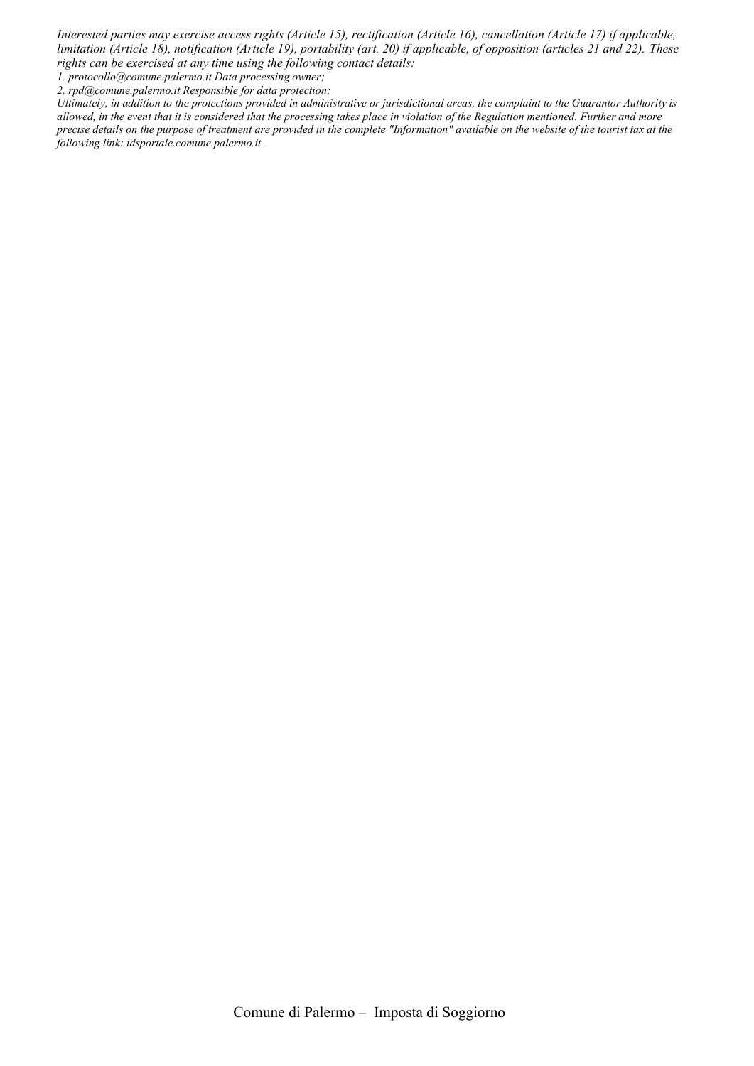*Interested parties may exercise access rights (Article 15), rectification (Article 16), cancellation (Article 17) if applicable, limitation (Article 18), notification (Article 19), portability (art. 20) if applicable, of opposition (articles 21 and 22). These rights can be exercised at any time using the following contact details:*

*1. protocollo@comune.palermo.it Data processing owner;*

*2. rpd@comune.palermo.it Responsible for data protection;*

*Ultimately, in addition to the protections provided in administrative or jurisdictional areas, the complaint to the Guarantor Authority is allowed, in the event that it is considered that the processing takes place in violation of the Regulation mentioned. Further and more precise details on the purpose of treatment are provided in the complete "Information" available on the website of the tourist tax at the following link: idsportale.comune.palermo.it.*